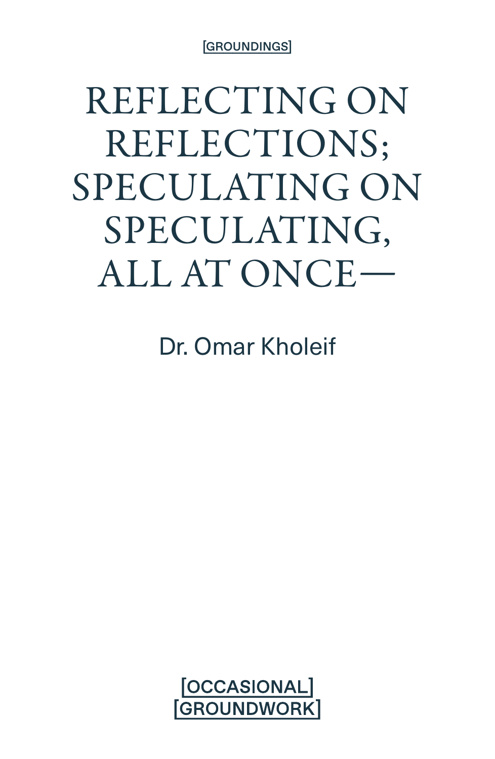[GROUNDINGS]

# REFLECTING ON REFLECTIONS; SPECULATING ON SPECULATING, ALL AT ONCE—

Dr. Omar Kholeif

[OCCASIONAL]
[GROUNDWORK]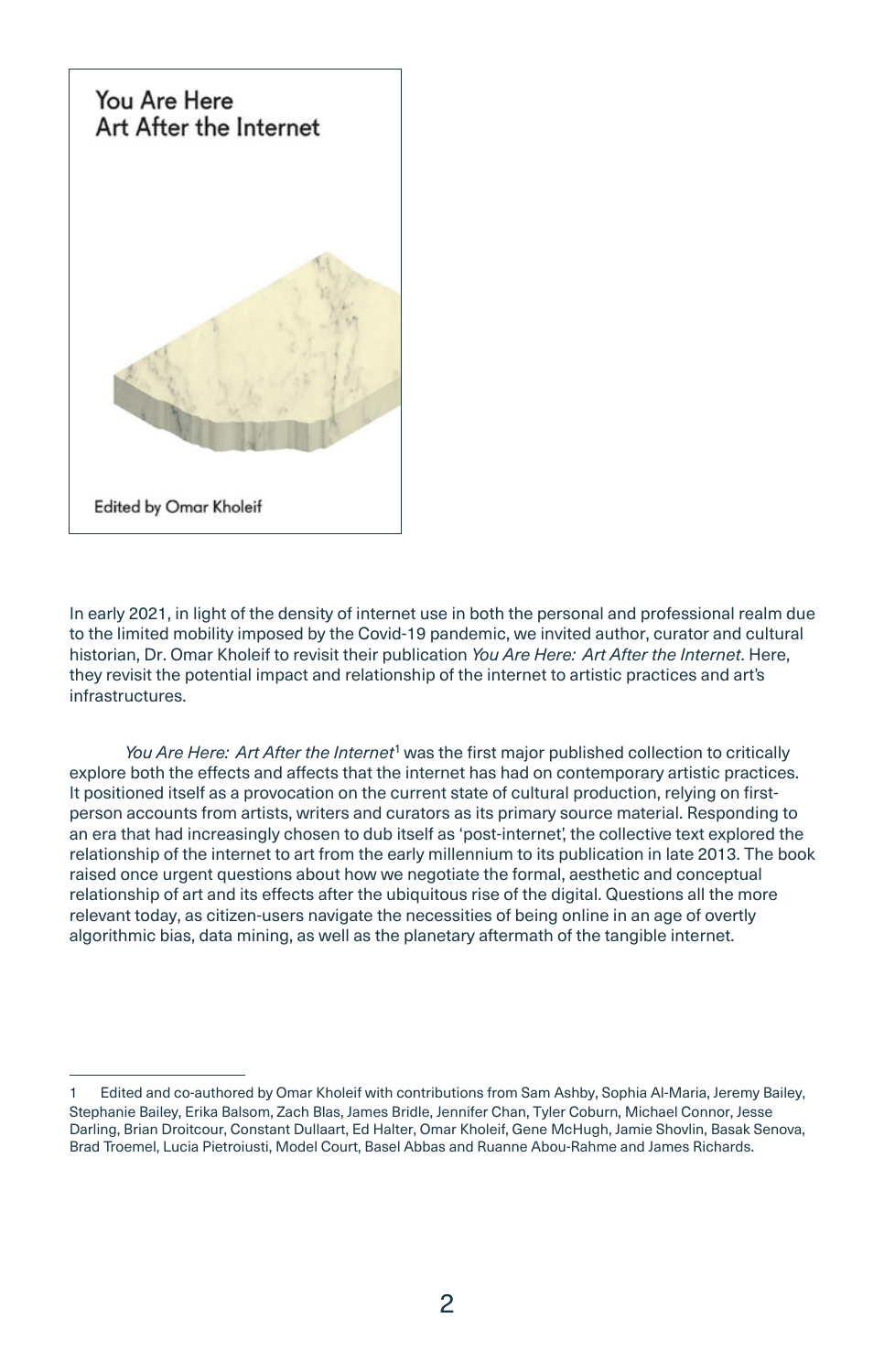You Are Here
Art After the Internet

Edited by Omar Kholeif

In early 2021, in light of the density of internet use in both the personal and professional realm due to the limited mobility imposed by the Covid-19 pandemic, we invited author, curator and cultural historian, Dr. Omar Kholeif to revisit their publication *You Are Here: Art After the Internet*. Here, they revisit the potential impact and relationship of the internet to artistic practices and art's infrastructures.

*You Are Here: Art After the Internet*[1] was the first major published collection to critically explore both the effects and affects that the internet has had on contemporary artistic practices. It positioned itself as a provocation on the current state of cultural production, relying on first-person accounts from artists, writers and curators as its primary source material. Responding to an era that had increasingly chosen to dub itself as 'post-internet', the collective text explored the relationship of the internet to art from the early millennium to its publication in late 2013. The book raised once urgent questions about how we negotiate the formal, aesthetic and conceptual relationship of art and its effects after the ubiquitous rise of the digital. Questions all the more relevant today, as citizen-users navigate the necessities of being online in an age of overtly algorithmic bias, data mining, as well as the planetary aftermath of the tangible internet.

---

1 Edited and co-authored by Omar Kholeif with contributions from Sam Ashby, Sophia Al-Maria, Jeremy Bailey, Stephanie Bailey, Erika Balsom, Zach Blas, James Bridle, Jennifer Chan, Tyler Coburn, Michael Connor, Jesse Darling, Brian Droitcour, Constant Dullaart, Ed Halter, Omar Kholeif, Gene McHugh, Jamie Shovlin, Basak Senova, Brad Troemel, Lucia Pietroiusti, Model Court, Basel Abbas and Ruanne Abou-Rahme and James Richards.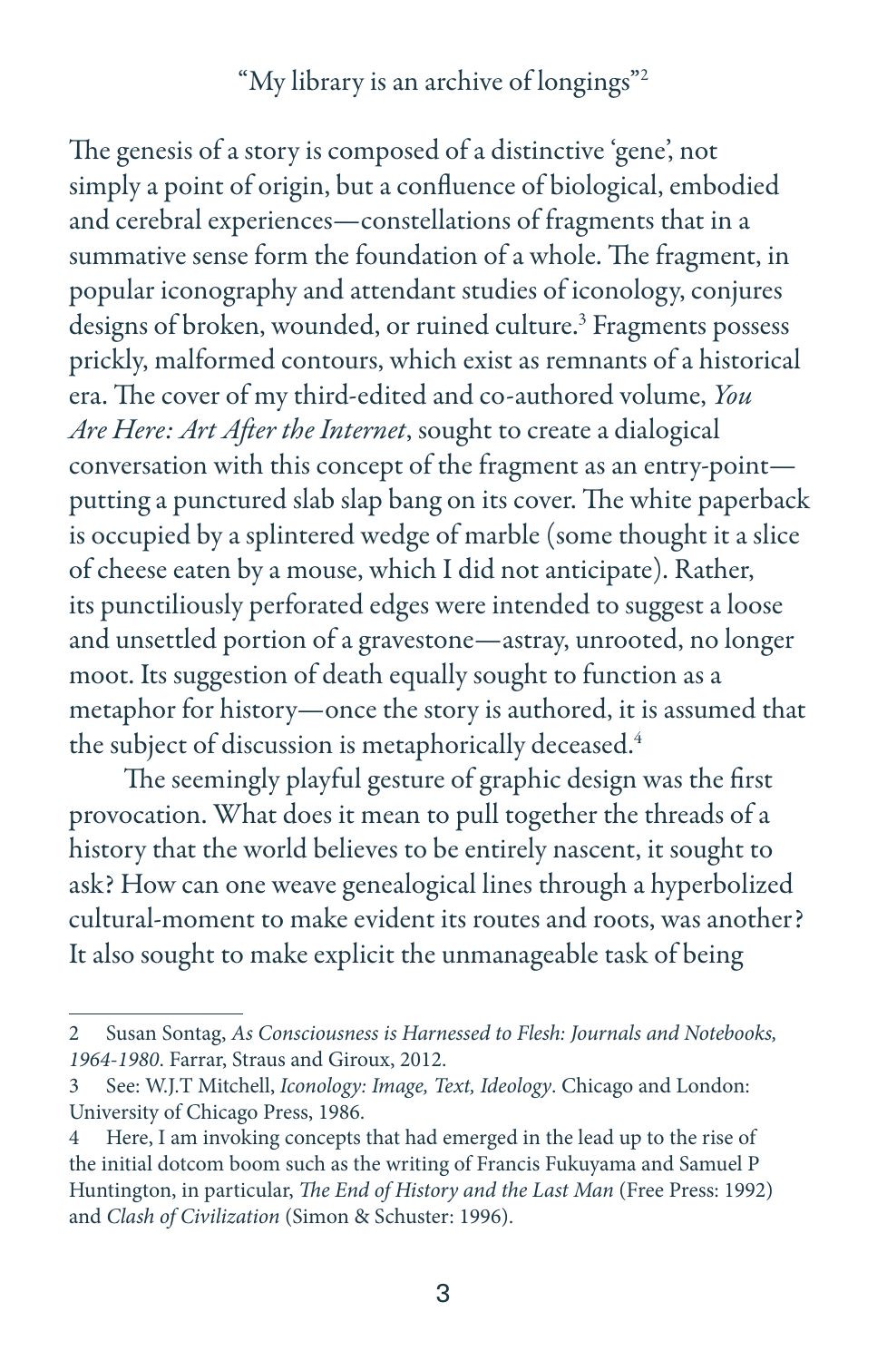"My library is an archive of longings"[2]

The genesis of a story is composed of a distinctive 'gene', not simply a point of origin, but a confluence of biological, embodied and cerebral experiences—constellations of fragments that in a summative sense form the foundation of a whole. The fragment, in popular iconography and attendant studies of iconology, conjures designs of broken, wounded, or ruined culture.[3] Fragments possess prickly, malformed contours, which exist as remnants of a historical era. The cover of my third-edited and co-authored volume, *You Are Here: Art After the Internet*, sought to create a dialogical conversation with this concept of the fragment as an entry-point—putting a punctured slab slap bang on its cover. The white paperback is occupied by a splintered wedge of marble (some thought it a slice of cheese eaten by a mouse, which I did not anticipate). Rather, its punctiliously perforated edges were intended to suggest a loose and unsettled portion of a gravestone—astray, unrooted, no longer moot. Its suggestion of death equally sought to function as a metaphor for history—once the story is authored, it is assumed that the subject of discussion is metaphorically deceased.[4]

The seemingly playful gesture of graphic design was the first provocation. What does it mean to pull together the threads of a history that the world believes to be entirely nascent, it sought to ask? How can one weave genealogical lines through a hyperbolized cultural-moment to make evident its routes and roots, was another? It also sought to make explicit the unmanageable task of being

---

2 Susan Sontag, *As Consciousness is Harnessed to Flesh: Journals and Notebooks, 1964-1980*. Farrar, Straus and Giroux, 2012.

3 See: W.J.T Mitchell, *Iconology: Image, Text, Ideology*. Chicago and London: University of Chicago Press, 1986.

4 Here, I am invoking concepts that had emerged in the lead up to the rise of the initial dotcom boom such as the writing of Francis Fukuyama and Samuel P Huntington, in particular, *The End of History and the Last Man* (Free Press: 1992) and *Clash of Civilization* (Simon & Schuster: 1996).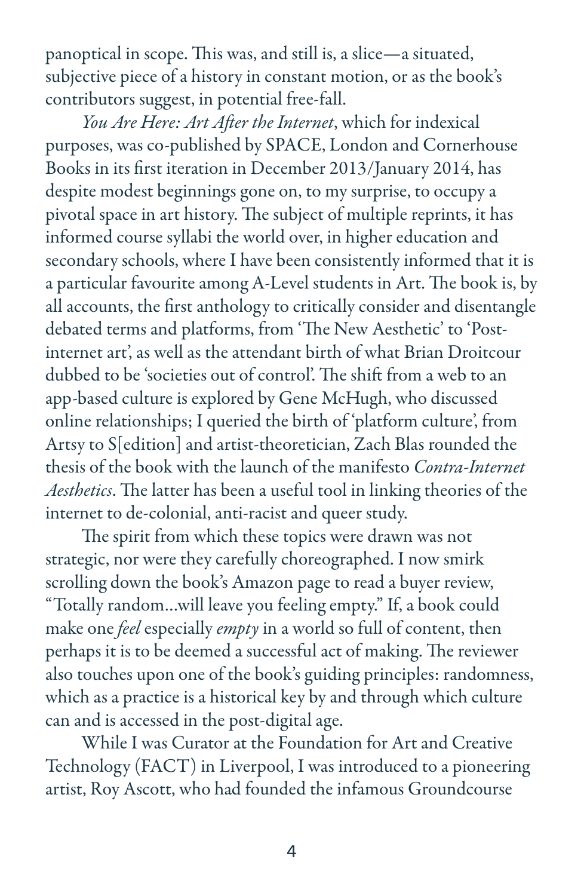panoptical in scope. This was, and still is, a slice—a situated, subjective piece of a history in constant motion, or as the book's contributors suggest, in potential free-fall.

*You Are Here: Art After the Internet*, which for indexical purposes, was co-published by SPACE, London and Cornerhouse Books in its first iteration in December 2013/January 2014, has despite modest beginnings gone on, to my surprise, to occupy a pivotal space in art history. The subject of multiple reprints, it has informed course syllabi the world over, in higher education and secondary schools, where I have been consistently informed that it is a particular favourite among A-Level students in Art. The book is, by all accounts, the first anthology to critically consider and disentangle debated terms and platforms, from 'The New Aesthetic' to 'Post-internet art', as well as the attendant birth of what Brian Droitcour dubbed to be 'societies out of control'. The shift from a web to an app-based culture is explored by Gene McHugh, who discussed online relationships; I queried the birth of 'platform culture', from Artsy to S[edition] and artist-theoretician, Zach Blas rounded the thesis of the book with the launch of the manifesto *Contra-Internet Aesthetics*. The latter has been a useful tool in linking theories of the internet to de-colonial, anti-racist and queer study.

The spirit from which these topics were drawn was not strategic, nor were they carefully choreographed. I now smirk scrolling down the book's Amazon page to read a buyer review, "Totally random...will leave you feeling empty." If, a book could make one *feel* especially *empty* in a world so full of content, then perhaps it is to be deemed a successful act of making. The reviewer also touches upon one of the book's guiding principles: randomness, which as a practice is a historical key by and through which culture can and is accessed in the post-digital age.

While I was Curator at the Foundation for Art and Creative Technology (FACT) in Liverpool, I was introduced to a pioneering artist, Roy Ascott, who had founded the infamous Groundcourse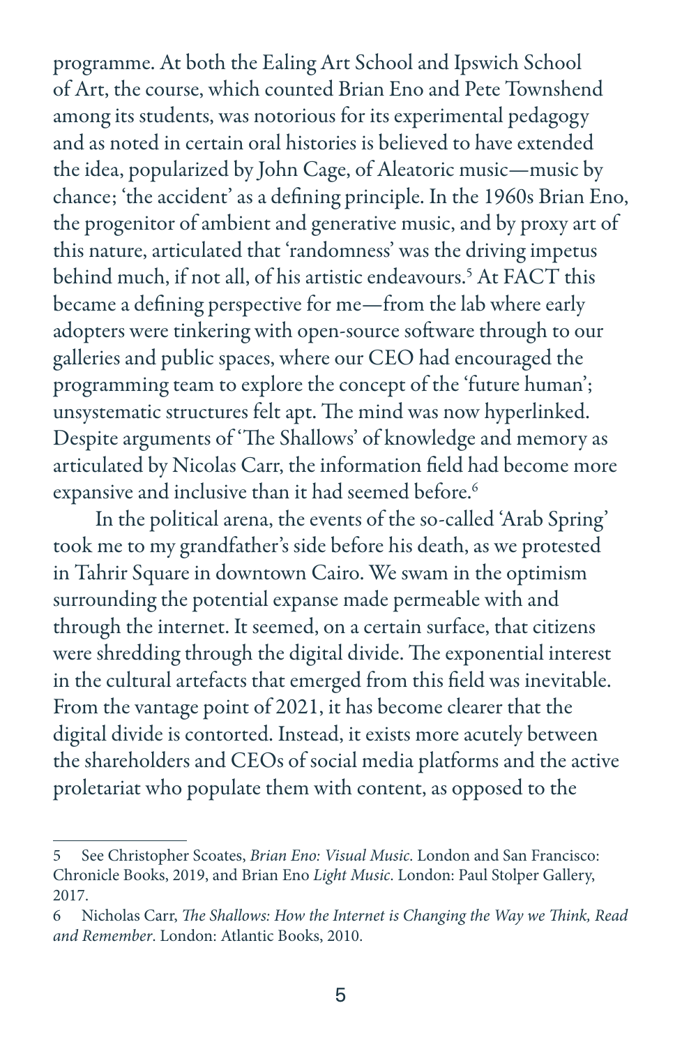programme. At both the Ealing Art School and Ipswich School of Art, the course, which counted Brian Eno and Pete Townshend among its students, was notorious for its experimental pedagogy and as noted in certain oral histories is believed to have extended the idea, popularized by John Cage, of Aleatoric music—music by chance; 'the accident' as a defining principle. In the 1960s Brian Eno, the progenitor of ambient and generative music, and by proxy art of this nature, articulated that 'randomness' was the driving impetus behind much, if not all, of his artistic endeavours.[5] At FACT this became a defining perspective for me—from the lab where early adopters were tinkering with open-source software through to our galleries and public spaces, where our CEO had encouraged the programming team to explore the concept of the 'future human'; unsystematic structures felt apt. The mind was now hyperlinked. Despite arguments of 'The Shallows' of knowledge and memory as articulated by Nicolas Carr, the information field had become more expansive and inclusive than it had seemed before.[6]

In the political arena, the events of the so-called 'Arab Spring' took me to my grandfather's side before his death, as we protested in Tahrir Square in downtown Cairo. We swam in the optimism surrounding the potential expanse made permeable with and through the internet. It seemed, on a certain surface, that citizens were shredding through the digital divide. The exponential interest in the cultural artefacts that emerged from this field was inevitable. From the vantage point of 2021, it has become clearer that the digital divide is contorted. Instead, it exists more acutely between the shareholders and CEOs of social media platforms and the active proletariat who populate them with content, as opposed to the

---

5 See Christopher Scoates, *Brian Eno: Visual Music*. London and San Francisco: Chronicle Books, 2019, and Brian Eno *Light Music*. London: Paul Stolper Gallery, 2017.

6 Nicholas Carr, *The Shallows: How the Internet is Changing the Way we Think, Read and Remember*. London: Atlantic Books, 2010.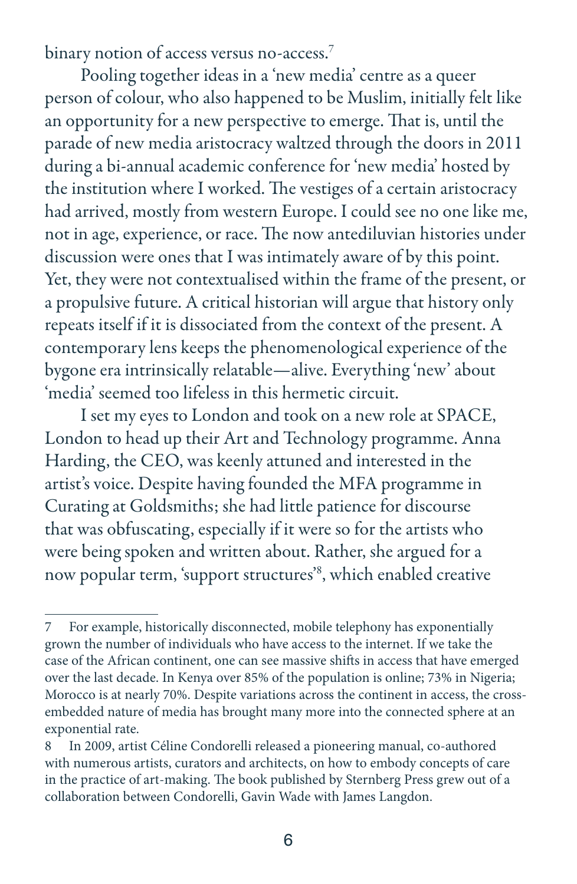binary notion of access versus no-access.[7]

Pooling together ideas in a 'new media' centre as a queer person of colour, who also happened to be Muslim, initially felt like an opportunity for a new perspective to emerge. That is, until the parade of new media aristocracy waltzed through the doors in 2011 during a bi-annual academic conference for 'new media' hosted by the institution where I worked. The vestiges of a certain aristocracy had arrived, mostly from western Europe. I could see no one like me, not in age, experience, or race. The now antediluvian histories under discussion were ones that I was intimately aware of by this point. Yet, they were not contextualised within the frame of the present, or a propulsive future. A critical historian will argue that history only repeats itself if it is dissociated from the context of the present. A contemporary lens keeps the phenomenological experience of the bygone era intrinsically relatable—alive. Everything 'new' about 'media' seemed too lifeless in this hermetic circuit.

I set my eyes to London and took on a new role at SPACE, London to head up their Art and Technology programme. Anna Harding, the CEO, was keenly attuned and interested in the artist's voice. Despite having founded the MFA programme in Curating at Goldsmiths; she had little patience for discourse that was obfuscating, especially if it were so for the artists who were being spoken and written about. Rather, she argued for a now popular term, 'support structures'[8], which enabled creative

---

7 For example, historically disconnected, mobile telephony has exponentially grown the number of individuals who have access to the internet. If we take the case of the African continent, one can see massive shifts in access that have emerged over the last decade. In Kenya over 85% of the population is online; 73% in Nigeria; Morocco is at nearly 70%. Despite variations across the continent in access, the cross-embedded nature of media has brought many more into the connected sphere at an exponential rate.

8 In 2009, artist Céline Condorelli released a pioneering manual, co-authored with numerous artists, curators and architects, on how to embody concepts of care in the practice of art-making. The book published by Sternberg Press grew out of a collaboration between Condorelli, Gavin Wade with James Langdon.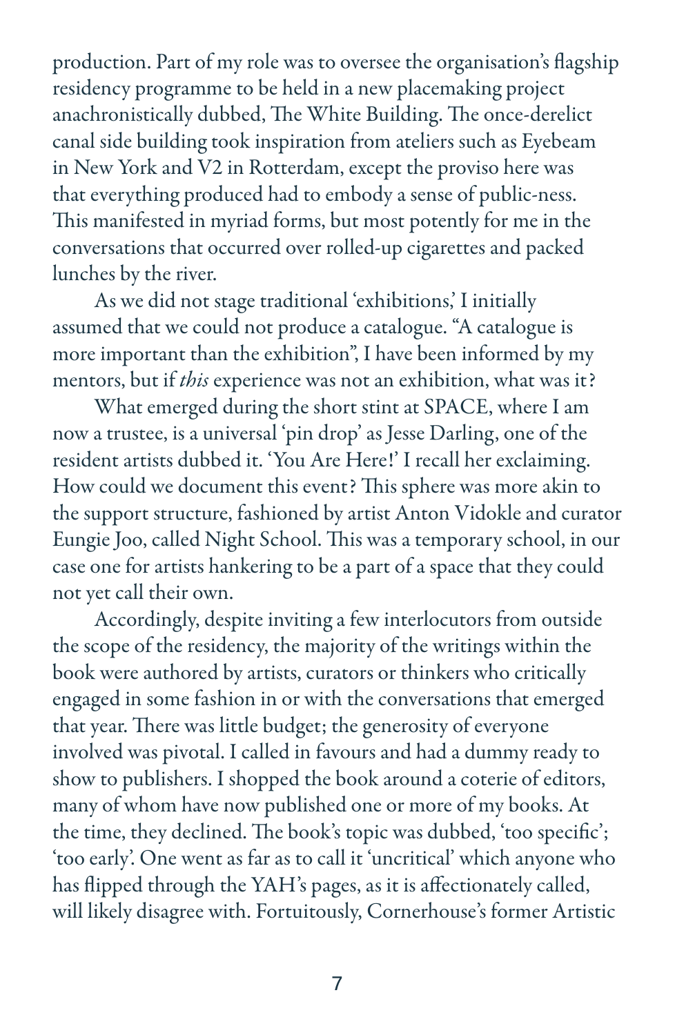production. Part of my role was to oversee the organisation's flagship residency programme to be held in a new placemaking project anachronistically dubbed, The White Building. The once-derelict canal side building took inspiration from ateliers such as Eyebeam in New York and V2 in Rotterdam, except the proviso here was that everything produced had to embody a sense of public-ness. This manifested in myriad forms, but most potently for me in the conversations that occurred over rolled-up cigarettes and packed lunches by the river.

As we did not stage traditional 'exhibitions,' I initially assumed that we could not produce a catalogue. "A catalogue is more important than the exhibition", I have been informed by my mentors, but if *this* experience was not an exhibition, what was it?

What emerged during the short stint at SPACE, where I am now a trustee, is a universal 'pin drop' as Jesse Darling, one of the resident artists dubbed it. 'You Are Here!' I recall her exclaiming. How could we document this event? This sphere was more akin to the support structure, fashioned by artist Anton Vidokle and curator Eungie Joo, called Night School. This was a temporary school, in our case one for artists hankering to be a part of a space that they could not yet call their own.

Accordingly, despite inviting a few interlocutors from outside the scope of the residency, the majority of the writings within the book were authored by artists, curators or thinkers who critically engaged in some fashion in or with the conversations that emerged that year. There was little budget; the generosity of everyone involved was pivotal. I called in favours and had a dummy ready to show to publishers. I shopped the book around a coterie of editors, many of whom have now published one or more of my books. At the time, they declined. The book's topic was dubbed, 'too specific'; 'too early'. One went as far as to call it 'uncritical' which anyone who has flipped through the YAH's pages, as it is affectionately called, will likely disagree with. Fortuitously, Cornerhouse's former Artistic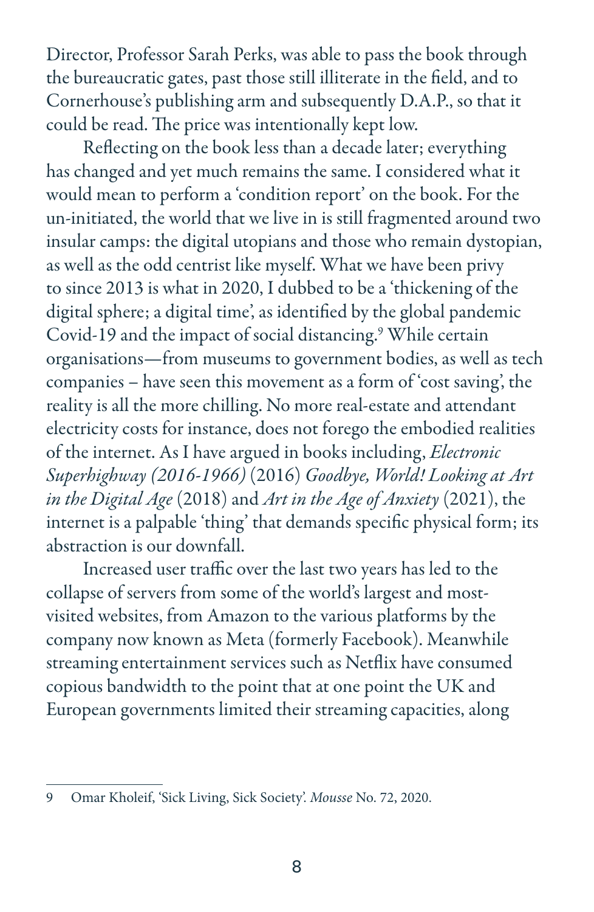Director, Professor Sarah Perks, was able to pass the book through the bureaucratic gates, past those still illiterate in the field, and to Cornerhouse's publishing arm and subsequently D.A.P., so that it could be read. The price was intentionally kept low.

Reflecting on the book less than a decade later; everything has changed and yet much remains the same. I considered what it would mean to perform a 'condition report' on the book. For the un-initiated, the world that we live in is still fragmented around two insular camps: the digital utopians and those who remain dystopian, as well as the odd centrist like myself. What we have been privy to since 2013 is what in 2020, I dubbed to be a 'thickening of the digital sphere; a digital time', as identified by the global pandemic Covid-19 and the impact of social distancing.[9] While certain organisations—from museums to government bodies, as well as tech companies – have seen this movement as a form of 'cost saving', the reality is all the more chilling. No more real-estate and attendant electricity costs for instance, does not forego the embodied realities of the internet. As I have argued in books including, *Electronic Superhighway (2016-1966)* (2016) *Goodbye, World! Looking at Art in the Digital Age* (2018) and *Art in the Age of Anxiety* (2021), the internet is a palpable 'thing' that demands specific physical form; its abstraction is our downfall.

Increased user traffic over the last two years has led to the collapse of servers from some of the world's largest and most-visited websites, from Amazon to the various platforms by the company now known as Meta (formerly Facebook). Meanwhile streaming entertainment services such as Netflix have consumed copious bandwidth to the point that at one point the UK and European governments limited their streaming capacities, along

---

9 Omar Kholeif, 'Sick Living, Sick Society'. *Mousse* No. 72, 2020.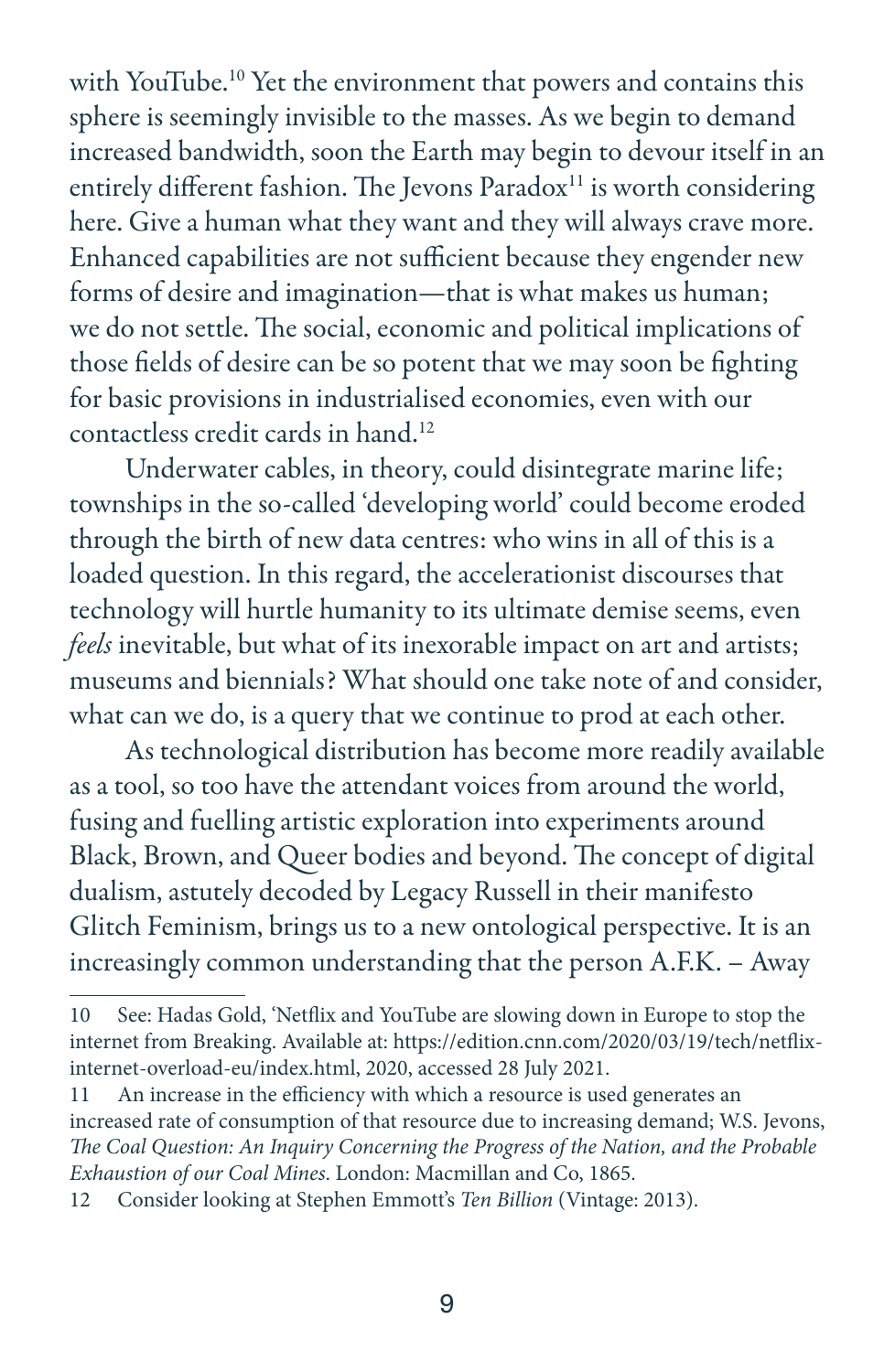with YouTube.[10] Yet the environment that powers and contains this sphere is seemingly invisible to the masses. As we begin to demand increased bandwidth, soon the Earth may begin to devour itself in an entirely different fashion. The Jevons Paradox[11] is worth considering here. Give a human what they want and they will always crave more. Enhanced capabilities are not sufficient because they engender new forms of desire and imagination—that is what makes us human; we do not settle. The social, economic and political implications of those fields of desire can be so potent that we may soon be fighting for basic provisions in industrialised economies, even with our contactless credit cards in hand.[12]

Underwater cables, in theory, could disintegrate marine life; townships in the so-called 'developing world' could become eroded through the birth of new data centres: who wins in all of this is a loaded question. In this regard, the accelerationist discourses that technology will hurtle humanity to its ultimate demise seems, even *feels* inevitable, but what of its inexorable impact on art and artists; museums and biennials? What should one take note of and consider, what can we do, is a query that we continue to prod at each other.

As technological distribution has become more readily available as a tool, so too have the attendant voices from around the world, fusing and fuelling artistic exploration into experiments around Black, Brown, and Queer bodies and beyond. The concept of digital dualism, astutely decoded by Legacy Russell in their manifesto Glitch Feminism, brings us to a new ontological perspective. It is an increasingly common understanding that the person A.F.K. – Away

---

10 See: Hadas Gold, 'Netflix and YouTube are slowing down in Europe to stop the internet from Breaking. Available at: https://edition.cnn.com/2020/03/19/tech/netflix-internet-overload-eu/index.html, 2020, accessed 28 July 2021.

11 An increase in the efficiency with which a resource is used generates an increased rate of consumption of that resource due to increasing demand; W.S. Jevons, *The Coal Question: An Inquiry Concerning the Progress of the Nation, and the Probable Exhaustion of our Coal Mines.* London: Macmillan and Co, 1865.

12 Consider looking at Stephen Emmott's *Ten Billion* (Vintage: 2013).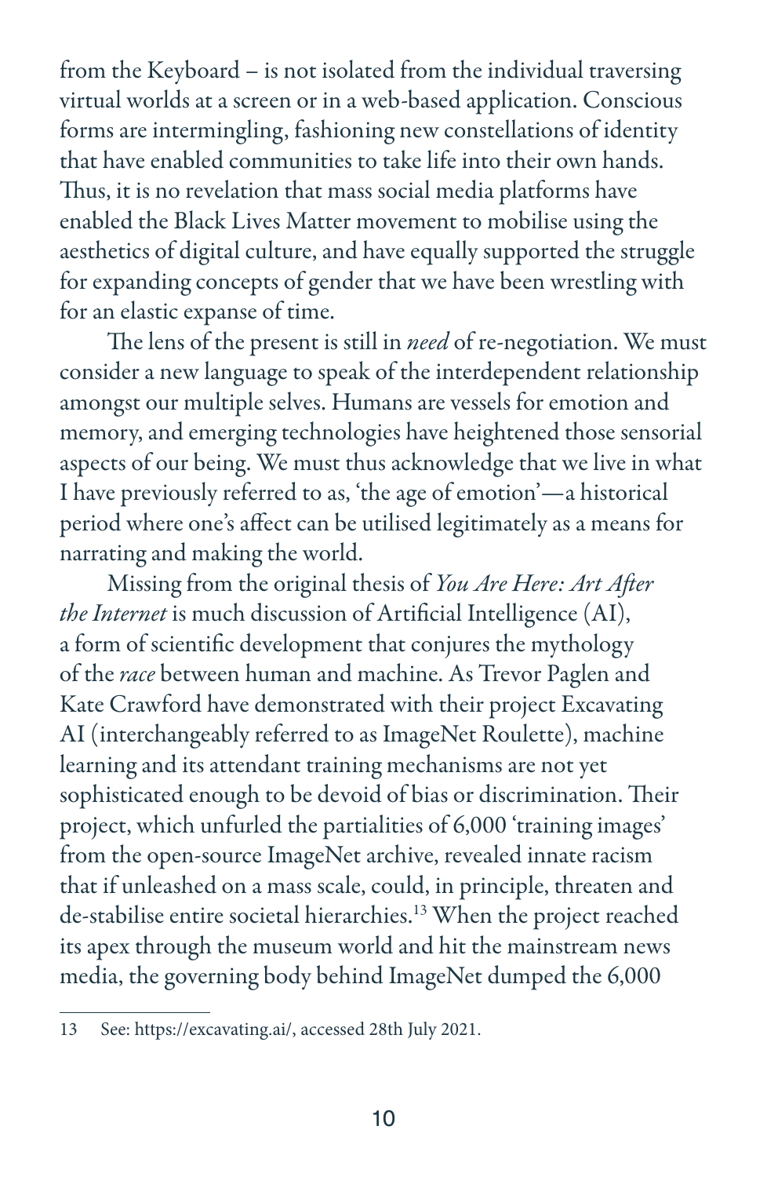from the Keyboard – is not isolated from the individual traversing virtual worlds at a screen or in a web-based application. Conscious forms are intermingling, fashioning new constellations of identity that have enabled communities to take life into their own hands. Thus, it is no revelation that mass social media platforms have enabled the Black Lives Matter movement to mobilise using the aesthetics of digital culture, and have equally supported the struggle for expanding concepts of gender that we have been wrestling with for an elastic expanse of time.

The lens of the present is still in *need* of re-negotiation. We must consider a new language to speak of the interdependent relationship amongst our multiple selves. Humans are vessels for emotion and memory, and emerging technologies have heightened those sensorial aspects of our being. We must thus acknowledge that we live in what I have previously referred to as, 'the age of emotion'—a historical period where one's affect can be utilised legitimately as a means for narrating and making the world.

Missing from the original thesis of *You Are Here: Art After the Internet* is much discussion of Artificial Intelligence (AI), a form of scientific development that conjures the mythology of the *race* between human and machine. As Trevor Paglen and Kate Crawford have demonstrated with their project Excavating AI (interchangeably referred to as ImageNet Roulette), machine learning and its attendant training mechanisms are not yet sophisticated enough to be devoid of bias or discrimination. Their project, which unfurled the partialities of 6,000 'training images' from the open-source ImageNet archive, revealed innate racism that if unleashed on a mass scale, could, in principle, threaten and de-stabilise entire societal hierarchies.[13] When the project reached its apex through the museum world and hit the mainstream news media, the governing body behind ImageNet dumped the 6,000

13 See: https://excavating.ai/, accessed 28th July 2021.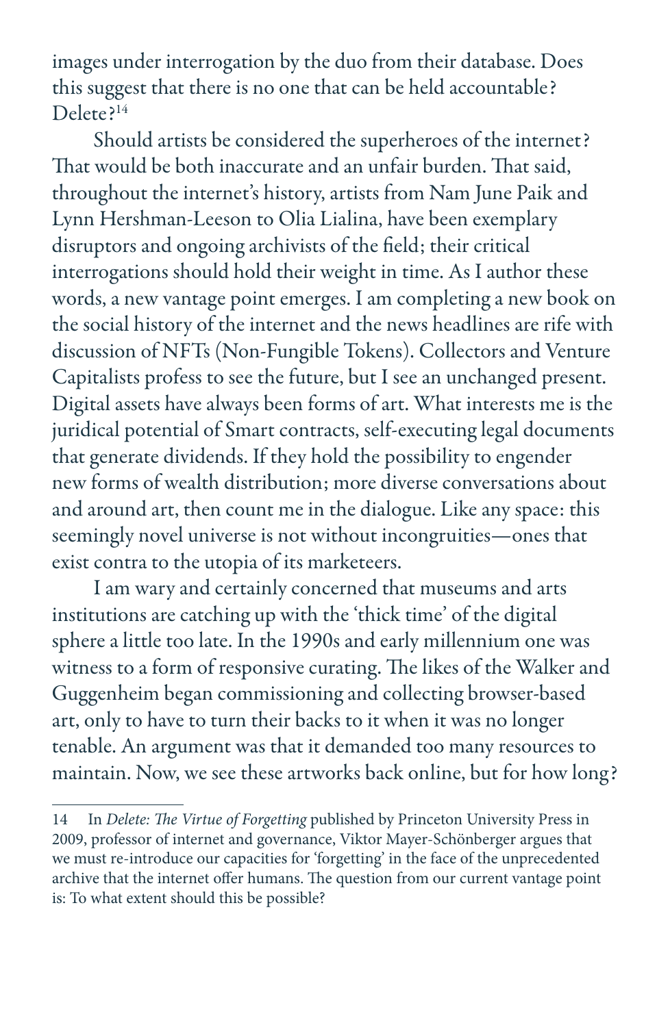images under interrogation by the duo from their database. Does this suggest that there is no one that can be held accountable? Delete?[14]

Should artists be considered the superheroes of the internet? That would be both inaccurate and an unfair burden. That said, throughout the internet's history, artists from Nam June Paik and Lynn Hershman-Leeson to Olia Lialina, have been exemplary disruptors and ongoing archivists of the field; their critical interrogations should hold their weight in time. As I author these words, a new vantage point emerges. I am completing a new book on the social history of the internet and the news headlines are rife with discussion of NFTs (Non-Fungible Tokens). Collectors and Venture Capitalists profess to see the future, but I see an unchanged present. Digital assets have always been forms of art. What interests me is the juridical potential of Smart contracts, self-executing legal documents that generate dividends. If they hold the possibility to engender new forms of wealth distribution; more diverse conversations about and around art, then count me in the dialogue. Like any space: this seemingly novel universe is not without incongruities—ones that exist contra to the utopia of its marketeers.

I am wary and certainly concerned that museums and arts institutions are catching up with the 'thick time' of the digital sphere a little too late. In the 1990s and early millennium one was witness to a form of responsive curating. The likes of the Walker and Guggenheim began commissioning and collecting browser-based art, only to have to turn their backs to it when it was no longer tenable. An argument was that it demanded too many resources to maintain. Now, we see these artworks back online, but for how long?

---

14 In *Delete: The Virtue of Forgetting* published by Princeton University Press in 2009, professor of internet and governance, Viktor Mayer-Schönberger argues that we must re-introduce our capacities for 'forgetting' in the face of the unprecedented archive that the internet offer humans. The question from our current vantage point is: To what extent should this be possible?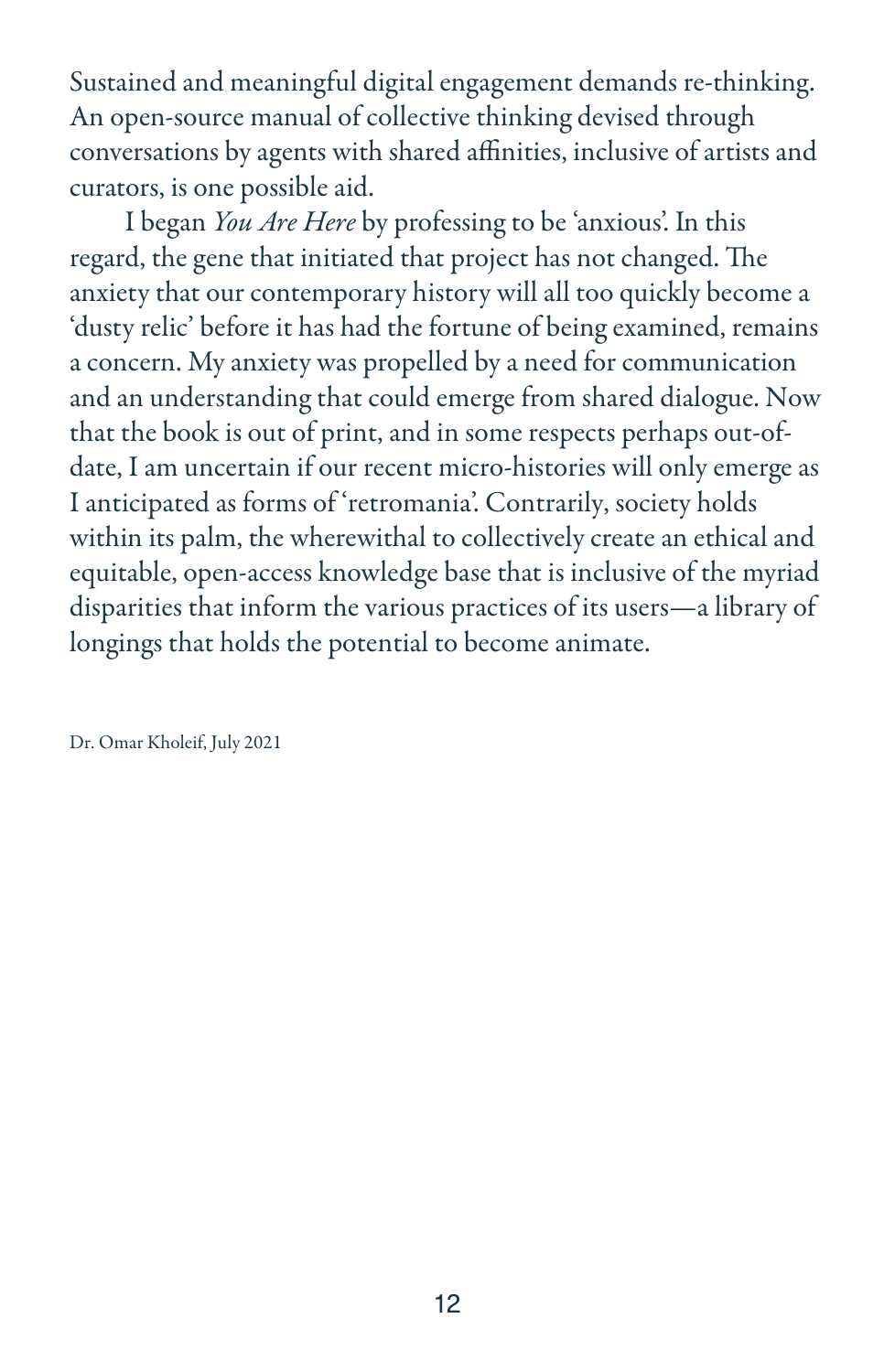Sustained and meaningful digital engagement demands re-thinking. An open-source manual of collective thinking devised through conversations by agents with shared affinities, inclusive of artists and curators, is one possible aid.

I began *You Are Here* by professing to be 'anxious'. In this regard, the gene that initiated that project has not changed. The anxiety that our contemporary history will all too quickly become a 'dusty relic' before it has had the fortune of being examined, remains a concern. My anxiety was propelled by a need for communication and an understanding that could emerge from shared dialogue. Now that the book is out of print, and in some respects perhaps out-of-date, I am uncertain if our recent micro-histories will only emerge as I anticipated as forms of 'retromania'. Contrarily, society holds within its palm, the wherewithal to collectively create an ethical and equitable, open-access knowledge base that is inclusive of the myriad disparities that inform the various practices of its users—a library of longings that holds the potential to become animate.

Dr. Omar Kholeif, July 2021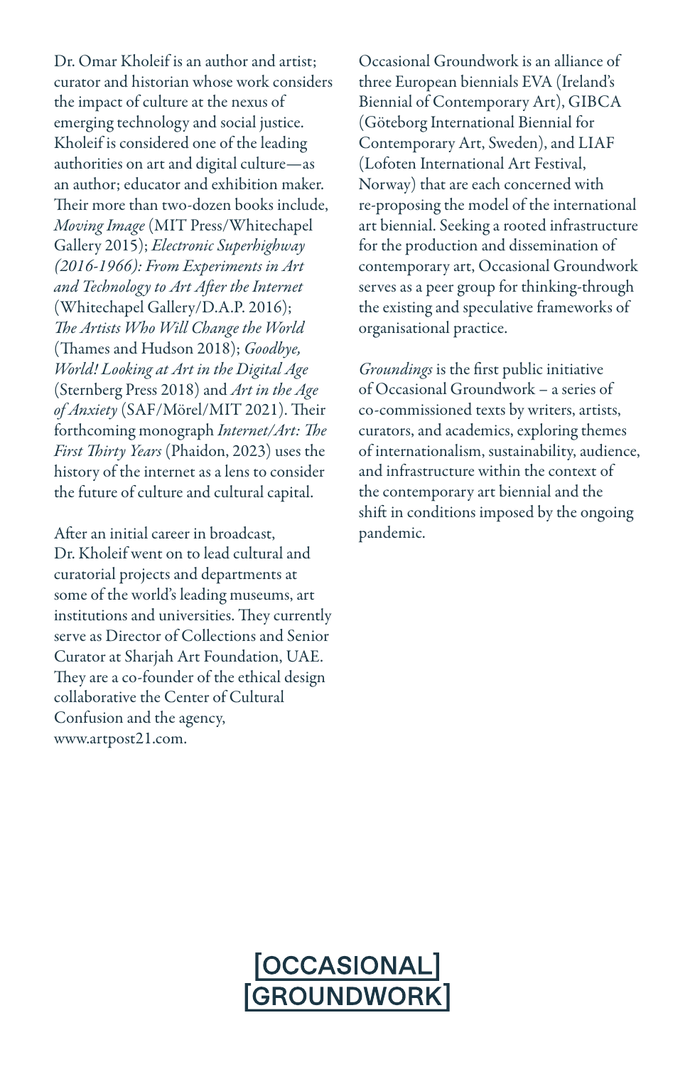Dr. Omar Kholeif is an author and artist; curator and historian whose work considers the impact of culture at the nexus of emerging technology and social justice. Kholeif is considered one of the leading authorities on art and digital culture—as an author; educator and exhibition maker. Their more than two-dozen books include, *Moving Image* (MIT Press/Whitechapel Gallery 2015); *Electronic Superhighway (2016-1966): From Experiments in Art and Technology to Art After the Internet* (Whitechapel Gallery/D.A.P. 2016); *The Artists Who Will Change the World* (Thames and Hudson 2018); *Goodbye, World! Looking at Art in the Digital Age* (Sternberg Press 2018) and *Art in the Age of Anxiety* (SAF/Mörel/MIT 2021). Their forthcoming monograph *Internet/Art: The First Thirty Years* (Phaidon, 2023) uses the history of the internet as a lens to consider the future of culture and cultural capital.

After an initial career in broadcast, Dr. Kholeif went on to lead cultural and curatorial projects and departments at some of the world's leading museums, art institutions and universities. They currently serve as Director of Collections and Senior Curator at Sharjah Art Foundation, UAE. They are a co-founder of the ethical design collaborative the Center of Cultural Confusion and the agency, www.artpost21.com.

Occasional Groundwork is an alliance of three European biennials EVA (Ireland's Biennial of Contemporary Art), GIBCA (Göteborg International Biennial for Contemporary Art, Sweden), and LIAF (Lofoten International Art Festival, Norway) that are each concerned with re-proposing the model of the international art biennial. Seeking a rooted infrastructure for the production and dissemination of contemporary art, Occasional Groundwork serves as a peer group for thinking-through the existing and speculative frameworks of organisational practice.

*Groundings* is the first public initiative of Occasional Groundwork – a series of co-commissioned texts by writers, artists, curators, and academics, exploring themes of internationalism, sustainability, audience, and infrastructure within the context of the contemporary art biennial and the shift in conditions imposed by the ongoing pandemic.

[OCCASIONAL]
[GROUNDWORK]